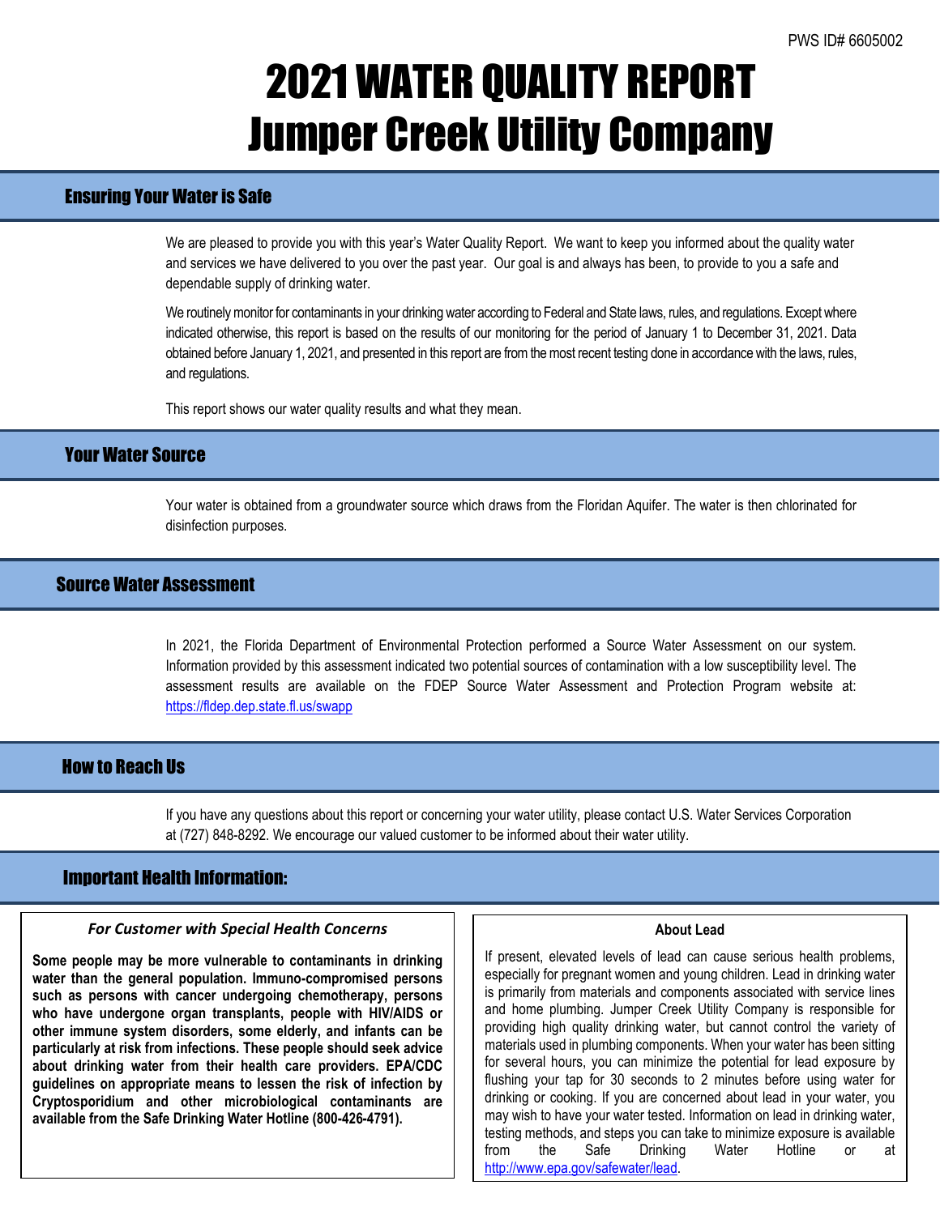PWS ID# 6605002

# 2021 WATER QUALITY REPORT
# Jumper Creek Utility Company

## Ensuring Your Water is Safe

We are pleased to provide you with this year's Water Quality Report. We want to keep you informed about the quality water and services we have delivered to you over the past year. Our goal is and always has been, to provide to you a safe and dependable supply of drinking water.

We routinely monitor for contaminants in your drinking water according to Federal and State laws, rules, and regulations. Except where indicated otherwise, this report is based on the results of our monitoring for the period of January 1 to December 31, 2021. Data obtained before January 1, 2021, and presented in this report are from the most recent testing done in accordance with the laws, rules, and regulations.

This report shows our water quality results and what they mean.

## Your Water Source

Your water is obtained from a groundwater source which draws from the Floridan Aquifer. The water is then chlorinated for disinfection purposes.

## Source Water Assessment

In 2021, the Florida Department of Environmental Protection performed a Source Water Assessment on our system. Information provided by this assessment indicated two potential sources of contamination with a low susceptibility level. The assessment results are available on the FDEP Source Water Assessment and Protection Program website at: https://fldep.dep.state.fl.us/swapp

## How to Reach Us

If you have any questions about this report or concerning your water utility, please contact U.S. Water Services Corporation at (727) 848-8292. We encourage our valued customer to be informed about their water utility.

## Important Health Information:

### *For Customer with Special Health Concerns*

**Some people may be more vulnerable to contaminants in drinking water than the general population. Immuno-compromised persons such as persons with cancer undergoing chemotherapy, persons who have undergone organ transplants, people with HIV/AIDS or other immune system disorders, some elderly, and infants can be particularly at risk from infections. These people should seek advice about drinking water from their health care providers. EPA/CDC guidelines on appropriate means to lessen the risk of infection by Cryptosporidium and other microbiological contaminants are available from the Safe Drinking Water Hotline (800-426-4791).**

### About Lead

If present, elevated levels of lead can cause serious health problems, especially for pregnant women and young children. Lead in drinking water is primarily from materials and components associated with service lines and home plumbing. Jumper Creek Utility Company is responsible for providing high quality drinking water, but cannot control the variety of materials used in plumbing components. When your water has been sitting for several hours, you can minimize the potential for lead exposure by flushing your tap for 30 seconds to 2 minutes before using water for drinking or cooking. If you are concerned about lead in your water, you may wish to have your water tested. Information on lead in drinking water, testing methods, and steps you can take to minimize exposure is available from the Safe Drinking Water Hotline or at http://www.epa.gov/safewater/lead.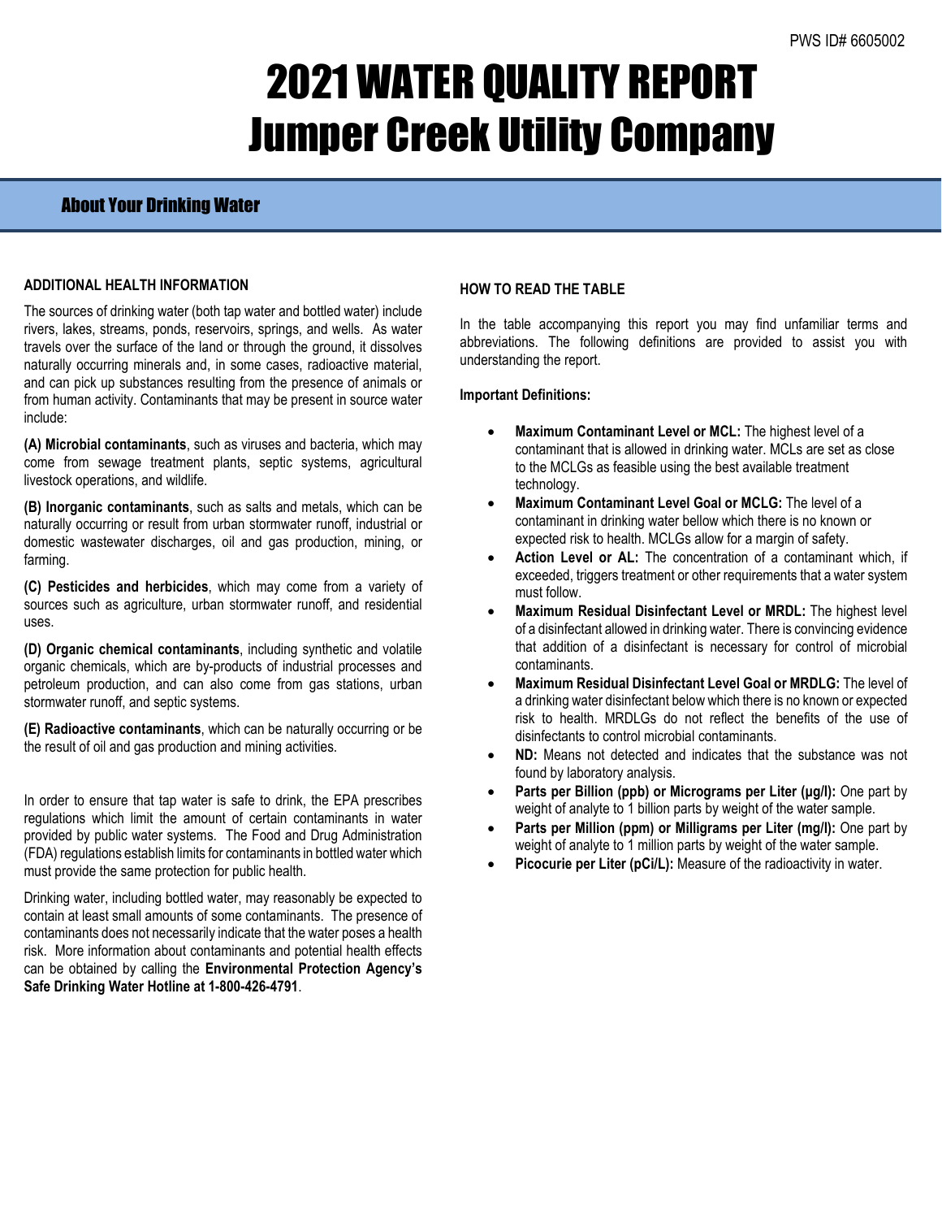PWS ID# 6605002

# 2021 WATER QUALITY REPORT
# Jumper Creek Utility Company

## About Your Drinking Water

**ADDITIONAL HEALTH INFORMATION**

The sources of drinking water (both tap water and bottled water) include rivers, lakes, streams, ponds, reservoirs, springs, and wells. As water travels over the surface of the land or through the ground, it dissolves naturally occurring minerals and, in some cases, radioactive material, and can pick up substances resulting from the presence of animals or from human activity. Contaminants that may be present in source water include:

**(A) Microbial contaminants**, such as viruses and bacteria, which may come from sewage treatment plants, septic systems, agricultural livestock operations, and wildlife.

**(B) Inorganic contaminants**, such as salts and metals, which can be naturally occurring or result from urban stormwater runoff, industrial or domestic wastewater discharges, oil and gas production, mining, or farming.

**(C) Pesticides and herbicides**, which may come from a variety of sources such as agriculture, urban stormwater runoff, and residential uses.

**(D) Organic chemical contaminants**, including synthetic and volatile organic chemicals, which are by-products of industrial processes and petroleum production, and can also come from gas stations, urban stormwater runoff, and septic systems.

**(E) Radioactive contaminants**, which can be naturally occurring or be the result of oil and gas production and mining activities.

In order to ensure that tap water is safe to drink, the EPA prescribes regulations which limit the amount of certain contaminants in water provided by public water systems. The Food and Drug Administration (FDA) regulations establish limits for contaminants in bottled water which must provide the same protection for public health.

Drinking water, including bottled water, may reasonably be expected to contain at least small amounts of some contaminants. The presence of contaminants does not necessarily indicate that the water poses a health risk. More information about contaminants and potential health effects can be obtained by calling the **Environmental Protection Agency's Safe Drinking Water Hotline at 1-800-426-4791**.

**HOW TO READ THE TABLE**

In the table accompanying this report you may find unfamiliar terms and abbreviations. The following definitions are provided to assist you with understanding the report.

**Important Definitions:**

- **Maximum Contaminant Level or MCL:** The highest level of a contaminant that is allowed in drinking water. MCLs are set as close to the MCLGs as feasible using the best available treatment technology.
- **Maximum Contaminant Level Goal or MCLG:** The level of a contaminant in drinking water bellow which there is no known or expected risk to health. MCLGs allow for a margin of safety.
- **Action Level or AL:** The concentration of a contaminant which, if exceeded, triggers treatment or other requirements that a water system must follow.
- **Maximum Residual Disinfectant Level or MRDL:** The highest level of a disinfectant allowed in drinking water. There is convincing evidence that addition of a disinfectant is necessary for control of microbial contaminants.
- **Maximum Residual Disinfectant Level Goal or MRDLG:** The level of a drinking water disinfectant below which there is no known or expected risk to health. MRDLGs do not reflect the benefits of the use of disinfectants to control microbial contaminants.
- **ND:** Means not detected and indicates that the substance was not found by laboratory analysis.
- **Parts per Billion (ppb) or Micrograms per Liter (µg/l):** One part by weight of analyte to 1 billion parts by weight of the water sample.
- **Parts per Million (ppm) or Milligrams per Liter (mg/l):** One part by weight of analyte to 1 million parts by weight of the water sample.
- **Picocurie per Liter (pCi/L):** Measure of the radioactivity in water.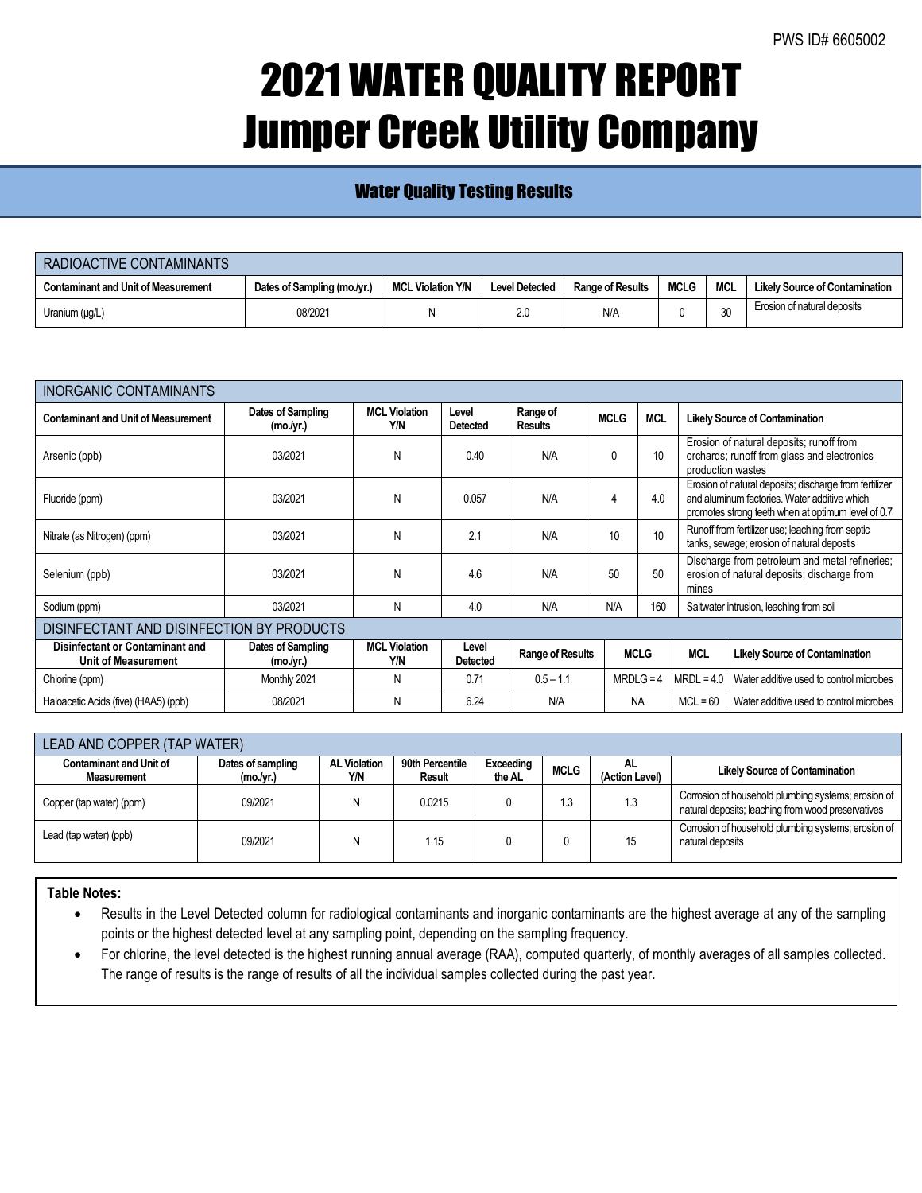PWS ID# 6605002

# 2021 WATER QUALITY REPORT
# Jumper Creek Utility Company

## Water Quality Testing Results

| RADIOACTIVE CONTAMINANTS | | | | | | | |
|---|---|---|---|---|---|---|---|
| **Contaminant and Unit of Measurement** | **Dates of Sampling (mo./yr.)** | **MCL Violation Y/N** | **Level Detected** | **Range of Results** | **MCLG** | **MCL** | **Likely Source of Contamination** |
| Uranium (µg/L) | 08/2021 | N | 2.0 | N/A | 0 | 30 | Erosion of natural deposits |

| INORGANIC CONTAMINANTS | | | | | | | |
|---|---|---|---|---|---|---|---|
| **Contaminant and Unit of Measurement** | **Dates of Sampling (mo./yr.)** | **MCL Violation Y/N** | **Level Detected** | **Range of Results** | **MCLG** | **MCL** | **Likely Source of Contamination** |
| Arsenic (ppb) | 03/2021 | N | 0.40 | N/A | 0 | 10 | Erosion of natural deposits; runoff from orchards; runoff from glass and electronics production wastes |
| Fluoride (ppm) | 03/2021 | N | 0.057 | N/A | 4 | 4.0 | Erosion of natural deposits; discharge from fertilizer and aluminum factories. Water additive which promotes strong teeth when at optimum level of 0.7 |
| Nitrate (as Nitrogen) (ppm) | 03/2021 | N | 2.1 | N/A | 10 | 10 | Runoff from fertilizer use; leaching from septic tanks, sewage; erosion of natural depostis |
| Selenium (ppb) | 03/2021 | N | 4.6 | N/A | 50 | 50 | Discharge from petroleum and metal refineries; erosion of natural deposits; discharge from mines |
| Sodium (ppm) | 03/2021 | N | 4.0 | N/A | N/A | 160 | Saltwater intrusion, leaching from soil |
| **DISINFECTANT AND DISINFECTION BY PRODUCTS** | | | | | | | |
| **Disinfectant or Contaminant and Unit of Measurement** | **Dates of Sampling (mo./yr.)** | **MCL Violation Y/N** | **Level Detected** | **Range of Results** | **MCLG** | **MCL** | **Likely Source of Contamination** |
| Chlorine (ppm) | Monthly 2021 | N | 0.71 | 0.5 – 1.1 | MRDLG = 4 | MRDL = 4.0 | Water additive used to control microbes |
| Haloacetic Acids (five) (HAA5) (ppb) | 08/2021 | N | 6.24 | N/A | NA | MCL = 60 | Water additive used to control microbes |

| LEAD AND COPPER (TAP WATER) | | | | | | | |
|---|---|---|---|---|---|---|---|
| **Contaminant and Unit of Measurement** | **Dates of sampling (mo./yr.)** | **AL Violation Y/N** | **90th Percentile Result** | **Exceeding the AL** | **MCLG** | **AL (Action Level)** | **Likely Source of Contamination** |
| Copper (tap water) (ppm) | 09/2021 | N | 0.0215 | 0 | 1.3 | 1.3 | Corrosion of household plumbing systems; erosion of natural deposits; leaching from wood preservatives |
| Lead (tap water) (ppb) | 09/2021 | N | 1.15 | 0 | 0 | 15 | Corrosion of household plumbing systems; erosion of natural deposits |

**Table Notes:**

- Results in the Level Detected column for radiological contaminants and inorganic contaminants are the highest average at any of the sampling points or the highest detected level at any sampling point, depending on the sampling frequency.
- For chlorine, the level detected is the highest running annual average (RAA), computed quarterly, of monthly averages of all samples collected. The range of results is the range of results of all the individual samples collected during the past year.